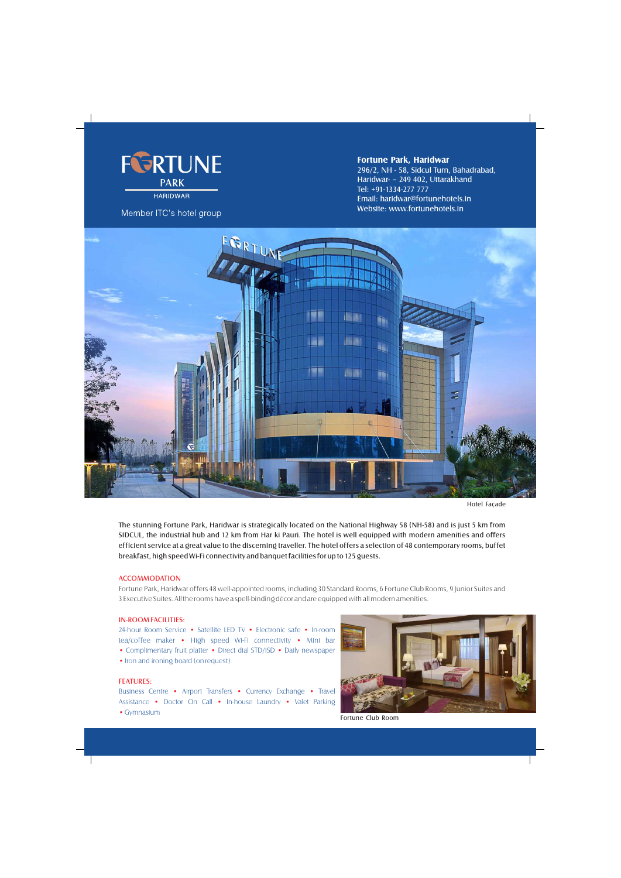FORTUNE PARK
HARIDWAR

Member ITC's hotel group

**Fortune Park, Haridwar**
296/2, NH - 58, Sidcul Turn, Bahadrabad,
Haridwar- – 249 402, Uttarakhand
Tel: +91-1334-277 777
Email: haridwar@fortunehotels.in
Website: www.fortunehotels.in

Hotel Façade

The stunning Fortune Park, Haridwar is strategically located on the National Highway 58 (NH-58) and is just 5 km from SIDCUL, the industrial hub and 12 km from Har ki Pauri. The hotel is well equipped with modern amenities and offers efficient service at a great value to the discerning traveller. The hotel offers a selection of 48 contemporary rooms, buffet breakfast, high speed Wi-Fi connectivity and banquet facilities for up to 125 guests.

## ACCOMMODATION

Fortune Park, Haridwar offers 48 well-appointed rooms, including 30 Standard Rooms, 6 Fortune Club Rooms, 9 Junior Suites and 3 Executive Suites. All the rooms have a spell-binding décor and are equipped with all modern amenities.

## IN-ROOM FACILITIES:

24-hour Room Service • Satellite LED TV • Electronic safe • In-room tea/coffee maker • High speed Wi-Fi connectivity • Mini bar • Complimentary fruit platter • Direct dial STD/ISD • Daily newspaper • Iron and ironing board (on request).

## FEATURES:

Business Centre • Airport Transfers • Currency Exchange • Travel Assistance • Doctor On Call • In-house Laundry • Valet Parking • Gymnasium

Fortune Club Room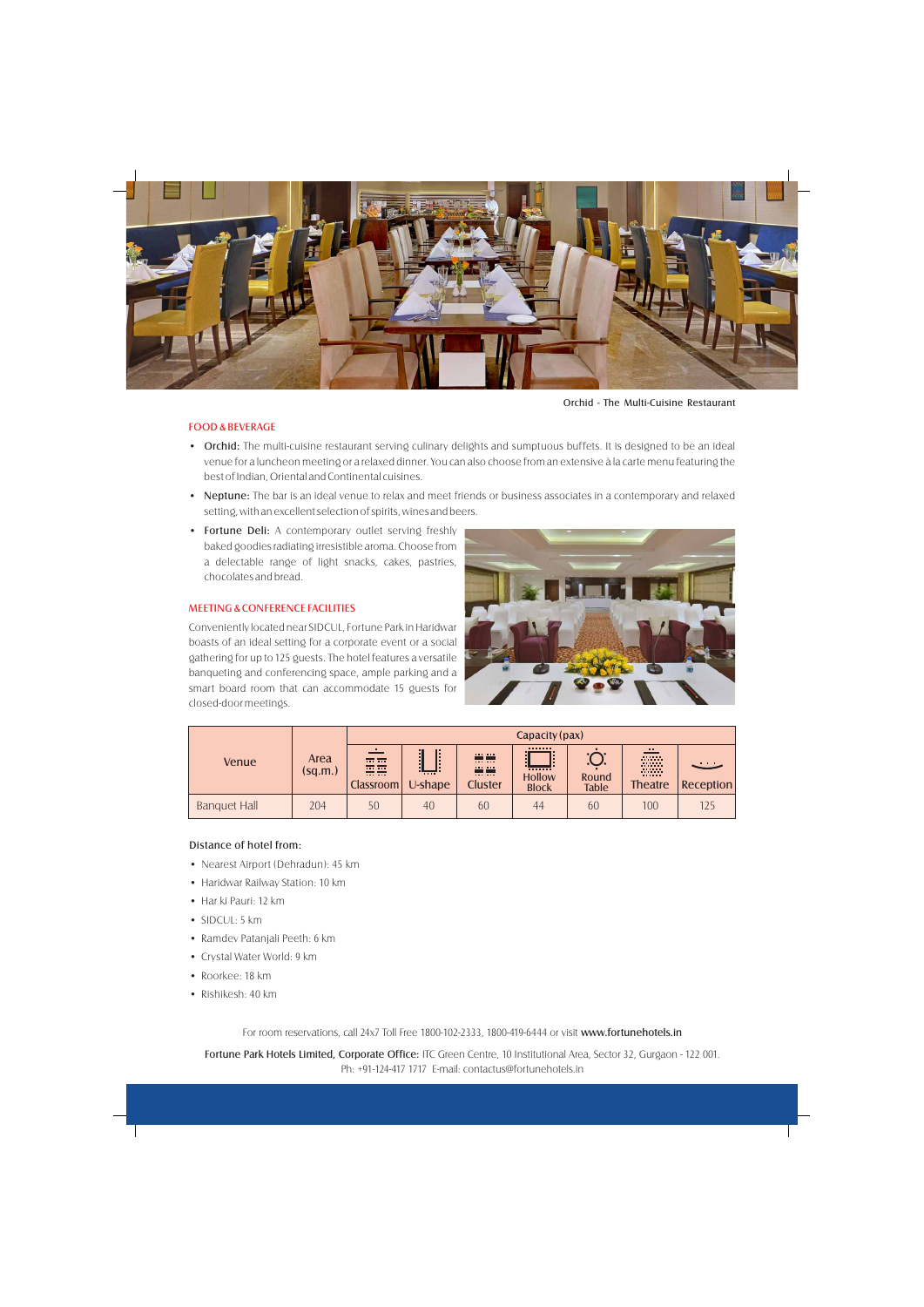Orchid - The Multi-Cuisine Restaurant

## FOOD & BEVERAGE

- **Orchid:** The multi-cuisine restaurant serving culinary delights and sumptuous buffets. It is designed to be an ideal venue for a luncheon meeting or a relaxed dinner. You can also choose from an extensive à la carte menu featuring the best of Indian, Oriental and Continental cuisines.
- **Neptune:** The bar is an ideal venue to relax and meet friends or business associates in a contemporary and relaxed setting, with an excellent selection of spirits, wines and beers.
- **Fortune Deli:** A contemporary outlet serving freshly baked goodies radiating irresistible aroma. Choose from a delectable range of light snacks, cakes, pastries, chocolates and bread.

## MEETING & CONFERENCE FACILITIES

Conveniently located near SIDCUL, Fortune Park in Haridwar boasts of an ideal setting for a corporate event or a social gathering for up to 125 guests. The hotel features a versatile banqueting and conferencing space, ample parking and a smart board room that can accommodate 15 guests for closed-door meetings.

| Venue | Area (sq.m.) | Capacity (pax) | | | | | | |
|---|---|---|---|---|---|---|---|---|
| | | Classroom | U-shape | Cluster | Hollow Block | Round Table | Theatre | Reception |
| Banquet Hall | 204 | 50 | 40 | 60 | 44 | 60 | 100 | 125 |

Distance of hotel from:

- Nearest Airport (Dehradun): 45 km
- Haridwar Railway Station: 10 km
- Har ki Pauri: 12 km
- SIDCUL: 5 km
- Ramdev Patanjali Peeth: 6 km
- Crystal Water World: 9 km
- Roorkee: 18 km
- Rishikesh: 40 km

For room reservations, call 24x7 Toll Free 1800-102-2333, 1800-419-6444 or visit **www.fortunehotels.in**

**Fortune Park Hotels Limited, Corporate Office:** ITC Green Centre, 10 Institutional Area, Sector 32, Gurgaon - 122 001.
Ph: +91-124-417 1717 E-mail: contactus@fortunehotels.in